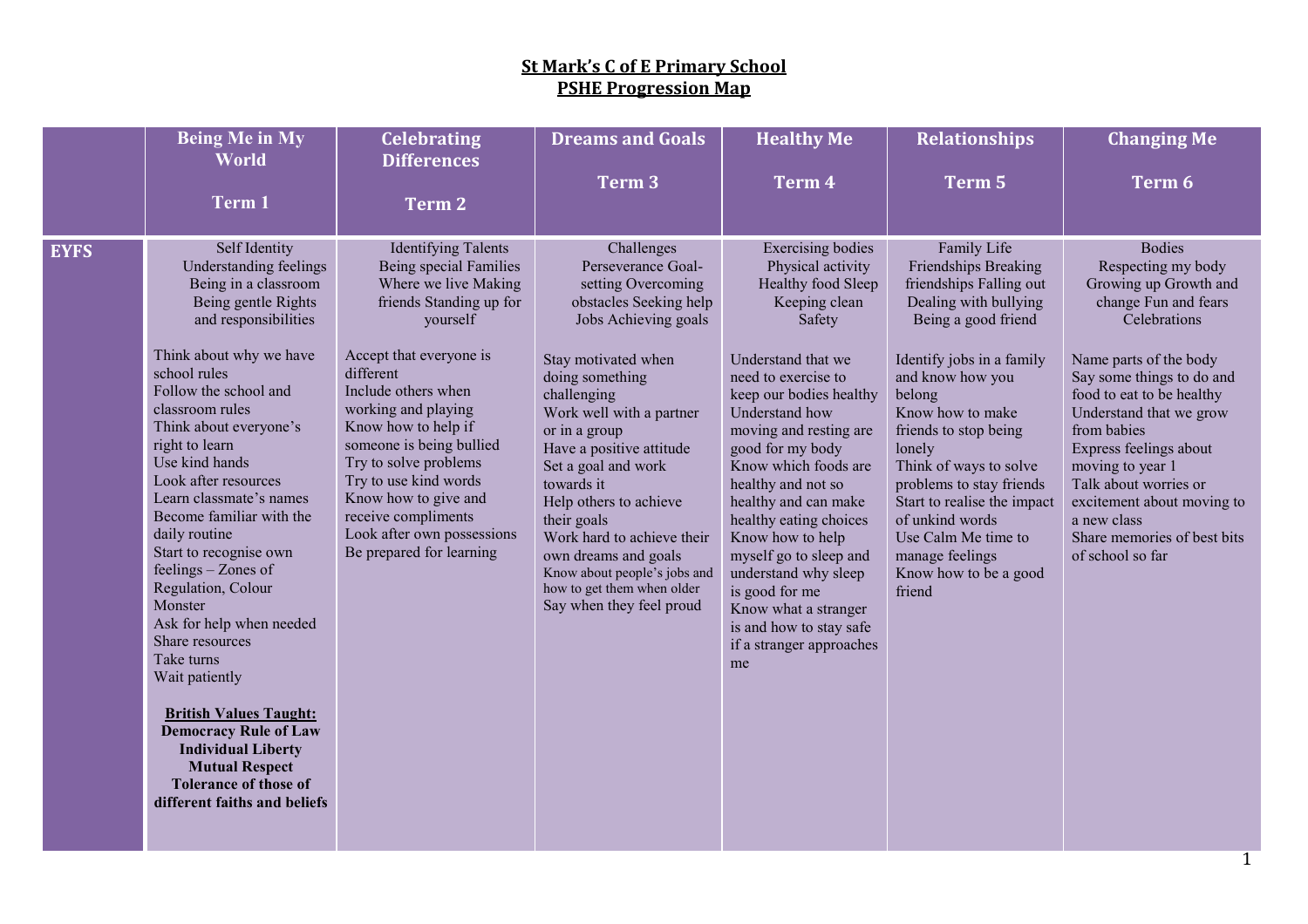# St Mark's C of E Primary School
# PSHE Progression Map

| | Being Me in My World<br><br>Term 1 | Celebrating Differences<br><br>Term 2 | Dreams and Goals<br><br>Term 3 | Healthy Me<br><br>Term 4 | Relationships<br><br>Term 5 | Changing Me<br><br>Term 6 |
|---|---|---|---|---|---|---|
| **EYFS** | Self Identity Understanding feelings Being in a classroom Being gentle Rights and responsibilities<br><br>Think about why we have school rules<br>Follow the school and classroom rules<br>Think about everyone's right to learn<br>Use kind hands<br>Look after resources<br>Learn classmate's names<br>Become familiar with the daily routine<br>Start to recognise own feelings – Zones of Regulation, Colour Monster<br>Ask for help when needed<br>Share resources<br>Take turns<br>Wait patiently<br><br>**British Values Taught:**<br>**Democracy Rule of Law Individual Liberty Mutual Respect Tolerance of those of different faiths and beliefs** | Identifying Talents Being special Families Where we live Making friends Standing up for yourself<br><br>Accept that everyone is different<br>Include others when working and playing<br>Know how to help if someone is being bullied<br>Try to solve problems<br>Try to use kind words<br>Know how to give and receive compliments<br>Look after own possessions<br>Be prepared for learning | Challenges Perseverance Goal-setting Overcoming obstacles Seeking help Jobs Achieving goals<br><br>Stay motivated when doing something challenging<br>Work well with a partner or in a group<br>Have a positive attitude<br>Set a goal and work towards it<br>Help others to achieve their goals<br>Work hard to achieve their own dreams and goals<br>Know about people's jobs and how to get them when older<br>Say when they feel proud | Exercising bodies Physical activity Healthy food Sleep Keeping clean Safety<br><br>Understand that we need to exercise to keep our bodies healthy<br>Understand how moving and resting are good for my body<br>Know which foods are healthy and not so healthy and can make healthy eating choices<br>Know how to help myself go to sleep and understand why sleep is good for me<br>Know what a stranger is and how to stay safe if a stranger approaches me | Family Life Friendships Breaking friendships Falling out Dealing with bullying Being a good friend<br><br>Identify jobs in a family and know how you belong<br>Know how to make friends to stop being lonely<br>Think of ways to solve problems to stay friends<br>Start to realise the impact of unkind words<br>Use Calm Me time to manage feelings<br>Know how to be a good friend | Bodies Respecting my body Growing up Growth and change Fun and fears Celebrations<br><br>Name parts of the body<br>Say some things to do and food to eat to be healthy<br>Understand that we grow from babies<br>Express feelings about moving to year 1<br>Talk about worries or excitement about moving to a new class<br>Share memories of best bits of school so far |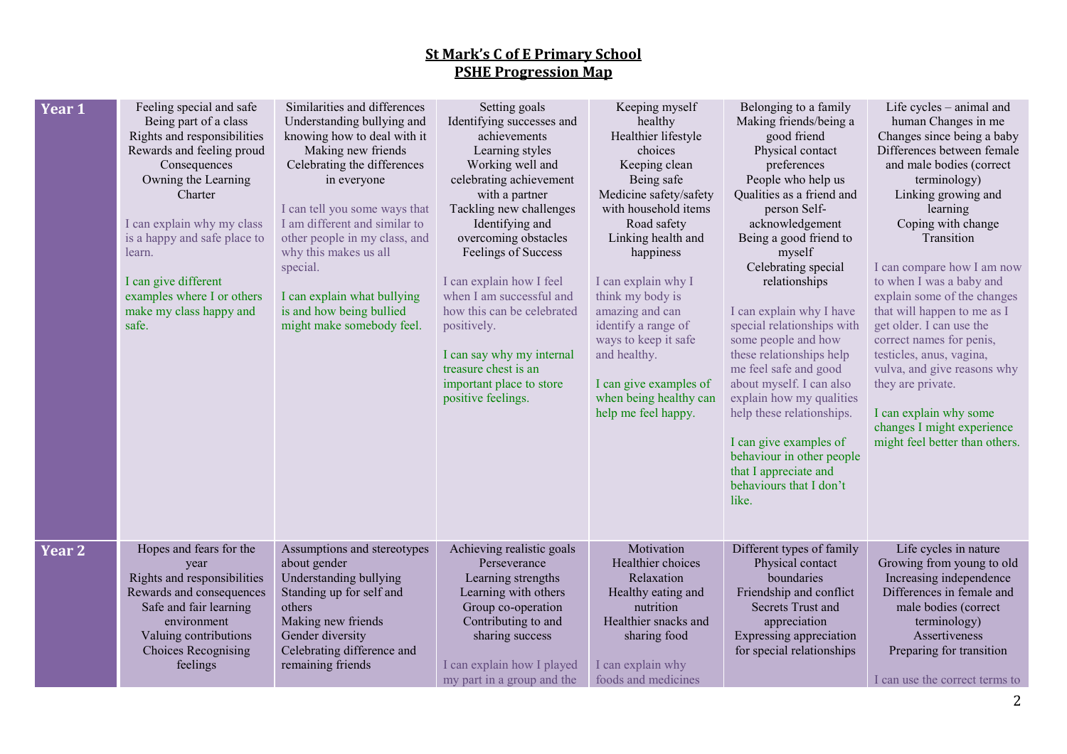# St Mark's C of E Primary School
## PSHE Progression Map

| | | | | | | |
|---|---|---|---|---|---|---|
| **Year 1** | Feeling special and safe<br>Being part of a class<br>Rights and responsibilities<br>Rewards and feeling proud<br>Consequences<br>Owning the Learning Charter<br><br>I can explain why my class is a happy and safe place to learn.<br><br>I can give different examples where I or others make my class happy and safe. | Similarities and differences<br>Understanding bullying and knowing how to deal with it<br>Making new friends<br>Celebrating the differences in everyone<br><br>I can tell you some ways that I am different and similar to other people in my class, and why this makes us all special.<br><br>I can explain what bullying is and how being bullied might make somebody feel. | Setting goals<br>Identifying successes and achievements<br>Learning styles<br>Working well and celebrating achievement with a partner<br>Tackling new challenges<br>Identifying and overcoming obstacles<br>Feelings of Success<br><br>I can explain how I feel when I am successful and how this can be celebrated positively.<br><br>I can say why my internal treasure chest is an important place to store positive feelings. | Keeping myself healthy<br>Healthier lifestyle choices<br>Keeping clean<br>Being safe<br>Medicine safety/safety with household items<br>Road safety<br>Linking health and happiness<br><br>I can explain why I think my body is amazing and can identify a range of ways to keep it safe and healthy.<br><br>I can give examples of when being healthy can help me feel happy. | Belonging to a family<br>Making friends/being a good friend<br>Physical contact preferences<br>People who help us<br>Qualities as a friend and person Self-acknowledgement<br>Being a good friend to myself<br>Celebrating special relationships<br><br>I can explain why I have special relationships with some people and how these relationships help me feel safe and good about myself. I can also explain how my qualities help these relationships.<br><br>I can give examples of behaviour in other people that I appreciate and behaviours that I don't like. | Life cycles – animal and human Changes in me<br>Changes since being a baby<br>Differences between female and male bodies (correct terminology)<br>Linking growing and learning<br>Coping with change<br>Transition<br><br>I can compare how I am now to when I was a baby and explain some of the changes that will happen to me as I get older. I can use the correct names for penis, testicles, anus, vagina, vulva, and give reasons why they are private.<br><br>I can explain why some changes I might experience might feel better than others. |
| **Year 2** | Hopes and fears for the year<br>Rights and responsibilities<br>Rewards and consequences<br>Safe and fair learning environment<br>Valuing contributions<br>Choices Recognising feelings | Assumptions and stereotypes about gender<br>Understanding bullying<br>Standing up for self and others<br>Making new friends<br>Gender diversity<br>Celebrating difference and remaining friends | Achieving realistic goals<br>Perseverance<br>Learning strengths<br>Learning with others<br>Group co-operation<br>Contributing to and sharing success<br><br>I can explain how I played my part in a group and the | Motivation<br>Healthier choices<br>Relaxation<br>Healthy eating and nutrition<br>Healthier snacks and sharing food<br><br>I can explain why foods and medicines | Different types of family<br>Physical contact boundaries<br>Friendship and conflict<br>Secrets Trust and appreciation<br>Expressing appreciation for special relationships | Life cycles in nature<br>Growing from young to old<br>Increasing independence<br>Differences in female and male bodies (correct terminology)<br>Assertiveness<br>Preparing for transition<br><br>I can use the correct terms to |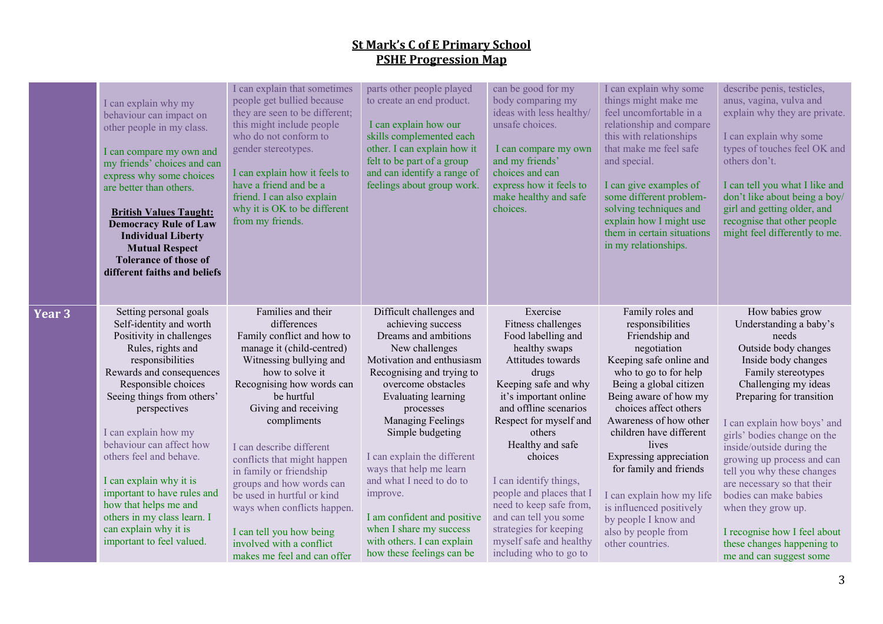# St Mark's C of E Primary School
## PSHE Progression Map

| | | | | | | |
|---|---|---|---|---|---|---|
| | I can explain why my behaviour can impact on other people in my class.<br><br>I can compare my own and my friends' choices and can express why some choices are better than others.<br><br>**British Values Taught:**<br>**Democracy Rule of Law**<br>**Individual Liberty**<br>**Mutual Respect**<br>**Tolerance of those of different faiths and beliefs** | I can explain that sometimes people get bullied because they are seen to be different; this might include people who do not conform to gender stereotypes.<br><br>I can explain how it feels to have a friend and be a friend. I can also explain why it is OK to be different from my friends. | parts other people played to create an end product.<br><br>I can explain how our skills complemented each other. I can explain how it felt to be part of a group and can identify a range of feelings about group work. | can be good for my body comparing my ideas with less healthy/ unsafe choices.<br><br>I can compare my own and my friends' choices and can express how it feels to make healthy and safe choices. | I can explain why some things might make me feel uncomfortable in a relationship and compare this with relationships that make me feel safe and special.<br><br>I can give examples of some different problem-solving techniques and explain how I might use them in certain situations in my relationships. | describe penis, testicles, anus, vagina, vulva and explain why they are private.<br><br>I can explain why some types of touches feel OK and others don't.<br><br>I can tell you what I like and don't like about being a boy/ girl and getting older, and recognise that other people might feel differently to me. |
| **Year 3** | Setting personal goals<br>Self-identity and worth<br>Positivity in challenges<br>Rules, rights and responsibilities<br>Rewards and consequences<br>Responsible choices<br>Seeing things from others' perspectives<br><br>I can explain how my behaviour can affect how others feel and behave.<br><br>I can explain why it is important to have rules and how that helps me and others in my class learn. I can explain why it is important to feel valued. | Families and their differences<br>Family conflict and how to manage it (child-centred)<br>Witnessing bullying and how to solve it<br>Recognising how words can be hurtful<br>Giving and receiving compliments<br><br>I can describe different conflicts that might happen in family or friendship groups and how words can be used in hurtful or kind ways when conflicts happen.<br><br>I can tell you how being involved with a conflict makes me feel and can offer | Difficult challenges and achieving success<br>Dreams and ambitions<br>New challenges<br>Motivation and enthusiasm<br>Recognising and trying to overcome obstacles<br>Evaluating learning processes<br>Managing Feelings<br>Simple budgeting<br><br>I can explain the different ways that help me learn and what I need to do to improve.<br><br>I am confident and positive when I share my success with others. I can explain how these feelings can be | Exercise<br>Fitness challenges<br>Food labelling and healthy swaps<br>Attitudes towards drugs<br>Keeping safe and why it's important online and offline scenarios<br>Respect for myself and others<br>Healthy and safe choices<br><br>I can identify things, people and places that I need to keep safe from, and can tell you some strategies for keeping myself safe and healthy including who to go to | Family roles and responsibilities<br>Friendship and negotiation<br>Keeping safe online and who to go to for help<br>Being a global citizen<br>Being aware of how my choices affect others<br>Awareness of how other children have different lives<br>Expressing appreciation for family and friends<br><br>I can explain how my life is influenced positively by people I know and also by people from other countries. | How babies grow<br>Understanding a baby's needs<br>Outside body changes<br>Inside body changes<br>Family stereotypes<br>Challenging my ideas<br>Preparing for transition<br><br>I can explain how boys' and girls' bodies change on the inside/outside during the growing up process and can tell you why these changes are necessary so that their bodies can make babies when they grow up.<br><br>I recognise how I feel about these changes happening to me and can suggest some |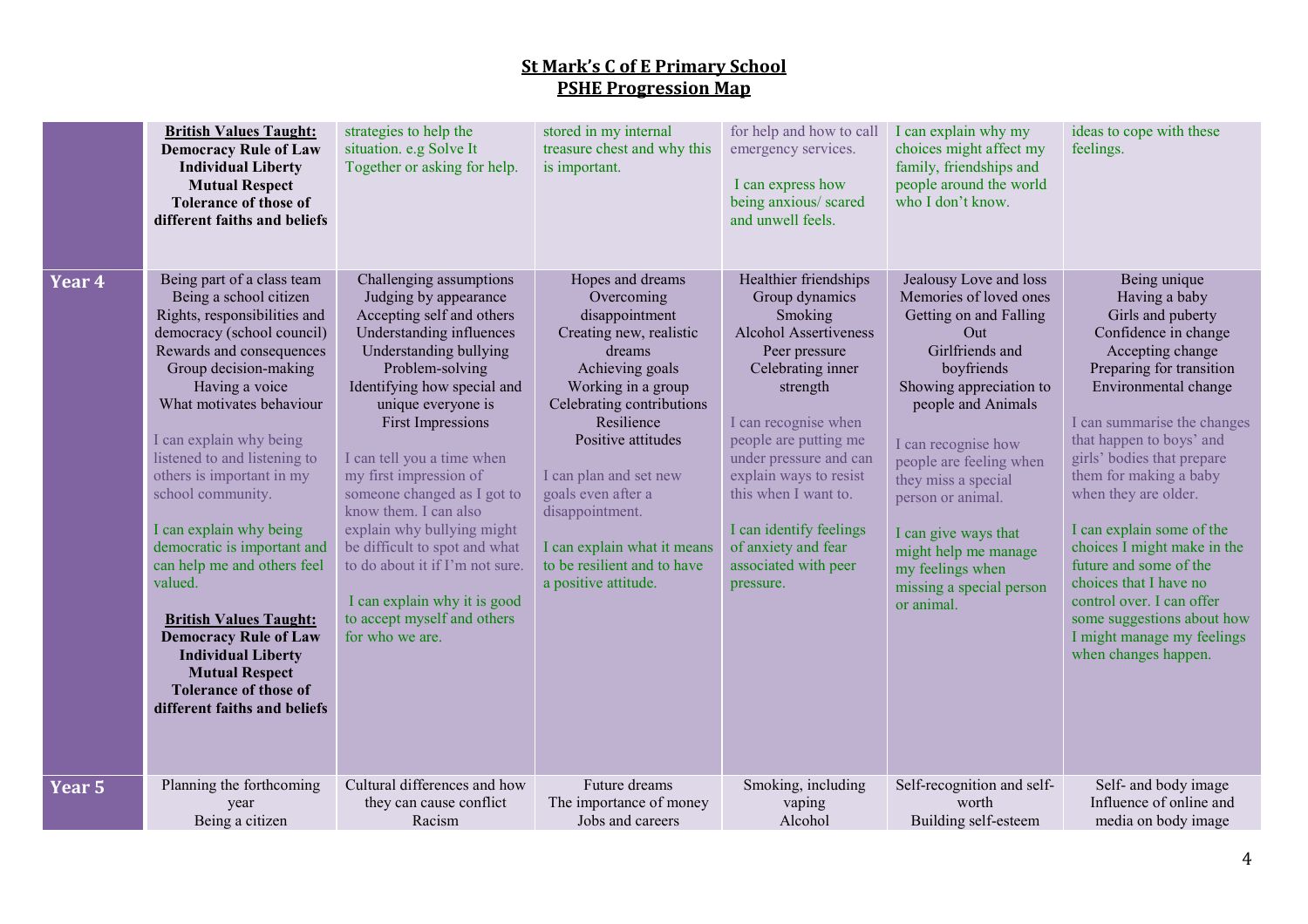# St Mark's C of E Primary School
## PSHE Progression Map

| | | | | | | |
|---|---|---|---|---|---|---|
| | **British Values Taught:** **Democracy Rule of Law Individual Liberty Mutual Respect Tolerance of those of different faiths and beliefs** | strategies to help the situation. e.g Solve It Together or asking for help. | stored in my internal treasure chest and why this is important. | for help and how to call emergency services.<br><br>I can express how being anxious/ scared and unwell feels. | I can explain why my choices might affect my family, friendships and people around the world who I don't know. | ideas to cope with these feelings. |
| **Year 4** | Being part of a class team<br>Being a school citizen<br>Rights, responsibilities and democracy (school council)<br>Rewards and consequences<br>Group decision-making<br>Having a voice<br>What motivates behaviour<br><br>I can explain why being listened to and listening to others is important in my school community.<br><br>I can explain why being democratic is important and can help me and others feel valued.<br><br>**British Values Taught:** **Democracy Rule of Law Individual Liberty Mutual Respect Tolerance of those of different faiths and beliefs** | Challenging assumptions<br>Judging by appearance<br>Accepting self and others<br>Understanding influences<br>Understanding bullying<br>Problem-solving<br>Identifying how special and unique everyone is<br>First Impressions<br><br>I can tell you a time when my first impression of someone changed as I got to know them. I can also explain why bullying might be difficult to spot and what to do about it if I'm not sure.<br><br>I can explain why it is good to accept myself and others for who we are. | Hopes and dreams<br>Overcoming disappointment<br>Creating new, realistic dreams<br>Achieving goals<br>Working in a group<br>Celebrating contributions<br>Resilience<br>Positive attitudes<br><br>I can plan and set new goals even after a disappointment.<br><br>I can explain what it means to be resilient and to have a positive attitude. | Healthier friendships<br>Group dynamics<br>Smoking<br>Alcohol Assertiveness<br>Peer pressure<br>Celebrating inner strength<br><br>I can recognise when people are putting me under pressure and can explain ways to resist this when I want to.<br><br>I can identify feelings of anxiety and fear associated with peer pressure. | Jealousy Love and loss<br>Memories of loved ones<br>Getting on and Falling Out<br>Girlfriends and boyfriends<br>Showing appreciation to people and Animals<br><br>I can recognise how people are feeling when they miss a special person or animal.<br><br>I can give ways that might help me manage my feelings when missing a special person or animal. | Being unique<br>Having a baby<br>Girls and puberty<br>Confidence in change<br>Accepting change<br>Preparing for transition<br>Environmental change<br><br>I can summarise the changes that happen to boys' and girls' bodies that prepare them for making a baby when they are older.<br><br>I can explain some of the choices I might make in the future and some of the choices that I have no control over. I can offer some suggestions about how I might manage my feelings when changes happen. |
| **Year 5** | Planning the forthcoming year<br>Being a citizen | Cultural differences and how they can cause conflict<br>Racism | Future dreams<br>The importance of money<br>Jobs and careers | Smoking, including vaping<br>Alcohol | Self-recognition and self-worth<br>Building self-esteem | Self- and body image<br>Influence of online and media on body image |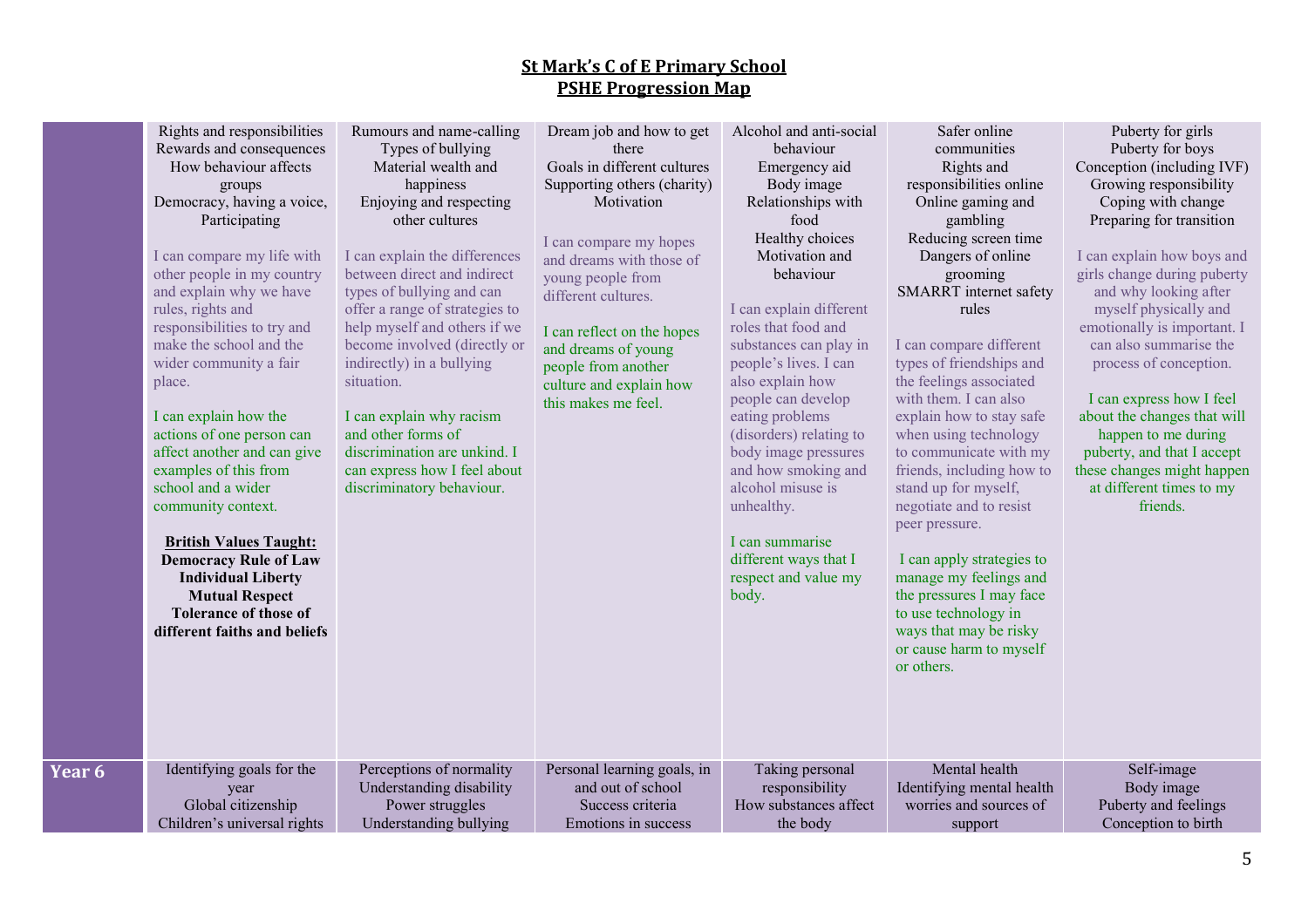**St Mark's C of E Primary School**
**PSHE Progression Map**

| | | | | | | |
|---|---|---|---|---|---|---|
| | Rights and responsibilities<br>Rewards and consequences<br>How behaviour affects groups<br>Democracy, having a voice, Participating<br><br>I can compare my life with other people in my country and explain why we have rules, rights and responsibilities to try and make the school and the wider community a fair place.<br><br>I can explain how the actions of one person can affect another and can give examples of this from school and a wider community context.<br><br>**British Values Taught:**<br>**Democracy Rule of Law**<br>**Individual Liberty**<br>**Mutual Respect**<br>**Tolerance of those of different faiths and beliefs** | Rumours and name-calling<br>Types of bullying<br>Material wealth and happiness<br>Enjoying and respecting other cultures<br><br>I can explain the differences between direct and indirect types of bullying and can offer a range of strategies to help myself and others if we become involved (directly or indirectly) in a bullying situation.<br><br>I can explain why racism and other forms of discrimination are unkind. I can express how I feel about discriminatory behaviour. | Dream job and how to get there<br>Goals in different cultures<br>Supporting others (charity)<br>Motivation<br><br>I can compare my hopes and dreams with those of young people from different cultures.<br><br>I can reflect on the hopes and dreams of young people from another culture and explain how this makes me feel. | Alcohol and anti-social behaviour<br>Emergency aid<br>Body image<br>Relationships with food<br>Healthy choices<br>Motivation and behaviour<br><br>I can explain different roles that food and substances can play in people's lives. I can also explain how people can develop eating problems (disorders) relating to body image pressures and how smoking and alcohol misuse is unhealthy.<br><br>I can summarise different ways that I respect and value my body. | Safer online communities<br>Rights and responsibilities online<br>Online gaming and gambling<br>Reducing screen time<br>Dangers of online grooming<br>SMARRT internet safety rules<br><br>I can compare different types of friendships and the feelings associated with them. I can also explain how to stay safe when using technology to communicate with my friends, including how to stand up for myself, negotiate and to resist peer pressure.<br><br>I can apply strategies to manage my feelings and the pressures I may face to use technology in ways that may be risky or cause harm to myself or others. | Puberty for girls<br>Puberty for boys<br>Conception (including IVF)<br>Growing responsibility<br>Coping with change<br>Preparing for transition<br><br>I can explain how boys and girls change during puberty and why looking after myself physically and emotionally is important. I can also summarise the process of conception.<br><br>I can express how I feel about the changes that will happen to me during puberty, and that I accept these changes might happen at different times to my friends. |
| **Year 6** | Identifying goals for the year<br>Global citizenship<br>Children's universal rights | Perceptions of normality<br>Understanding disability<br>Power struggles<br>Understanding bullying | Personal learning goals, in and out of school<br>Success criteria<br>Emotions in success | Taking personal responsibility<br>How substances affect the body | Mental health<br>Identifying mental health worries and sources of support | Self-image<br>Body image<br>Puberty and feelings<br>Conception to birth |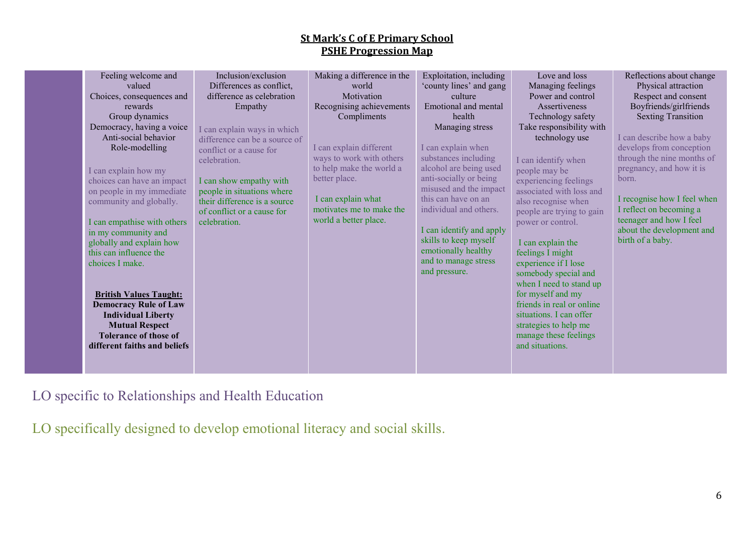**St Mark's C of E Primary School**
**PSHE Progression Map**

| | | | | | | |
|---|---|---|---|---|---|---|
| | Feeling welcome and valued<br>Choices, consequences and rewards<br>Group dynamics<br>Democracy, having a voice<br>Anti-social behavior<br>Role-modelling<br><br>I can explain how my choices can have an impact on people in my immediate community and globally.<br><br>I can empathise with others in my community and globally and explain how this can influence the choices I make.<br><br>**British Values Taught:**<br>**Democracy Rule of Law**<br>**Individual Liberty**<br>**Mutual Respect**<br>**Tolerance of those of different faiths and beliefs** | Inclusion/exclusion<br>Differences as conflict, difference as celebration<br>Empathy<br><br>I can explain ways in which difference can be a source of conflict or a cause for celebration.<br><br>I can show empathy with people in situations where their difference is a source of conflict or a cause for celebration. | Making a difference in the world<br>Motivation<br>Recognising achievements<br>Compliments<br><br>I can explain different ways to work with others to help make the world a better place.<br><br>I can explain what motivates me to make the world a better place. | Exploitation, including 'county lines' and gang culture<br>Emotional and mental health<br>Managing stress<br><br>I can explain when substances including alcohol are being used anti-socially or being misused and the impact this can have on an individual and others.<br><br>I can identify and apply skills to keep myself emotionally healthy and to manage stress and pressure. | Love and loss<br>Managing feelings<br>Power and control<br>Assertiveness<br>Technology safety<br>Take responsibility with technology use<br><br>I can identify when people may be experiencing feelings associated with loss and also recognise when people are trying to gain power or control.<br><br>I can explain the feelings I might experience if I lose somebody special and when I need to stand up for myself and my friends in real or online situations. I can offer strategies to help me manage these feelings and situations. | Reflections about change<br>Physical attraction<br>Respect and consent<br>Boyfriends/girlfriends<br>Sexting Transition<br><br>I can describe how a baby develops from conception through the nine months of pregnancy, and how it is born.<br><br>I recognise how I feel when I reflect on becoming a teenager and how I feel about the development and birth of a baby. |

LO specific to Relationships and Health Education

LO specifically designed to develop emotional literacy and social skills.